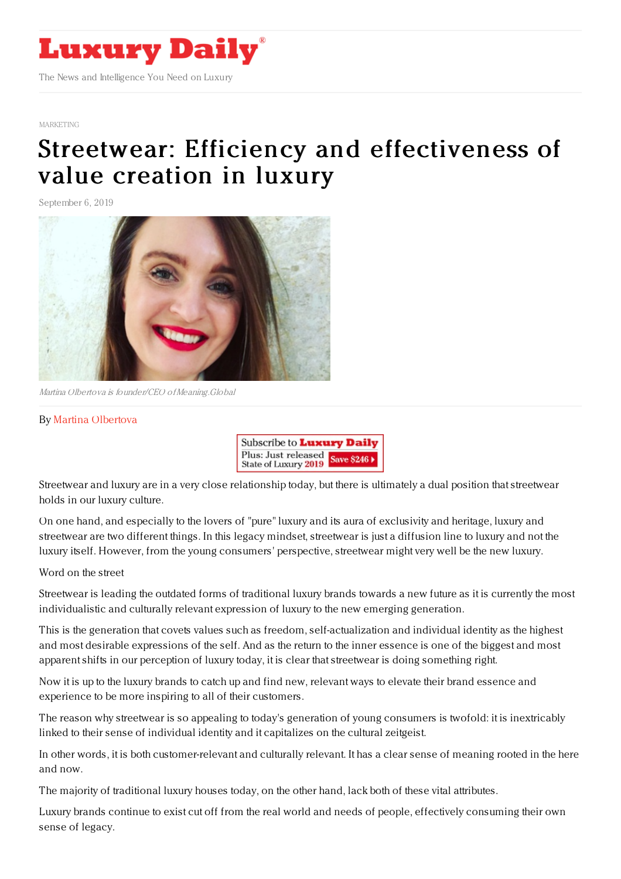MARKETING

# Streetwear: Efficiency and effectiveness of value creation in luxury

September 6, 2019

*Martina Olbertova is founder/CEO of Meaning.Global*

By Martina Olbertova

Streetwear and luxury are in a very close relationship today, but there is ultimately a dual position that streetwear holds in our luxury culture.

On one hand, and especially to the lovers of "pure" luxury and its aura of exclusivity and heritage, luxury and streetwear are two different things. In this legacy mindset, streetwear is just a diffusion line to luxury and not the luxury itself. However, from the young consumers' perspective, streetwear might very well be the new luxury.

Word on the street

Streetwear is leading the outdated forms of traditional luxury brands towards a new future as it is currently the most individualistic and culturally relevant expression of luxury to the new emerging generation.

This is the generation that covets values such as freedom, self-actualization and individual identity as the highest and most desirable expressions of the self. And as the return to the inner essence is one of the biggest and most apparent shifts in our perception of luxury today, it is clear that streetwear is doing something right.

Now it is up to the luxury brands to catch up and find new, relevant ways to elevate their brand essence and experience to be more inspiring to all of their customers.

The reason why streetwear is so appealing to today's generation of young consumers is twofold: it is inextricably linked to their sense of individual identity and it capitalizes on the cultural zeitgeist.

In other words, it is both customer-relevant and culturally relevant. It has a clear sense of meaning rooted in the here and now.

The majority of traditional luxury houses today, on the other hand, lack both of these vital attributes.

Luxury brands continue to exist cut off from the real world and needs of people, effectively consuming their own sense of legacy.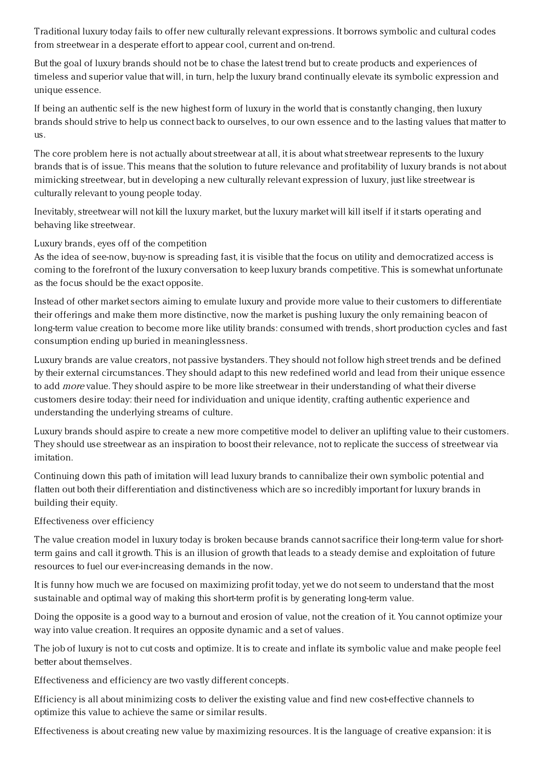Traditional luxury today fails to offer new culturally relevant expressions. It borrows symbolic and cultural codes from streetwear in a desperate effort to appear cool, current and on-trend.

But the goal of luxury brands should not be to chase the latest trend but to create products and experiences of timeless and superior value that will, in turn, help the luxury brand continually elevate its symbolic expression and unique essence.

If being an authentic self is the new highest form of luxury in the world that is constantly changing, then luxury brands should strive to help us connect back to ourselves, to our own essence and to the lasting values that matter to us.

The core problem here is not actually about streetwear at all, it is about what streetwear represents to the luxury brands that is of issue. This means that the solution to future relevance and profitability of luxury brands is not about mimicking streetwear, but in developing a new culturally relevant expression of luxury, just like streetwear is culturally relevant to young people today.

Inevitably, streetwear will not kill the luxury market, but the luxury market will kill itself if it starts operating and behaving like streetwear.

## Luxury brands, eyes off of the competition

As the idea of see-now, buy-now is spreading fast, it is visible that the focus on utility and democratized access is coming to the forefront of the luxury conversation to keep luxury brands competitive. This is somewhat unfortunate as the focus should be the exact opposite.

Instead of other market sectors aiming to emulate luxury and provide more value to their customers to differentiate their offerings and make them more distinctive, now the market is pushing luxury the only remaining beacon of long-term value creation to become more like utility brands: consumed with trends, short production cycles and fast consumption ending up buried in meaninglessness.

Luxury brands are value creators, not passive bystanders. They should not follow high street trends and be defined by their external circumstances. They should adapt to this new redefined world and lead from their unique essence to add *more* value. They should aspire to be more like streetwear in their understanding of what their diverse customers desire today: their need for individuation and unique identity, crafting authentic experience and understanding the underlying streams of culture.

Luxury brands should aspire to create a new more competitive model to deliver an uplifting value to their customers. They should use streetwear as an inspiration to boost their relevance, not to replicate the success of streetwear via imitation.

Continuing down this path of imitation will lead luxury brands to cannibalize their own symbolic potential and flatten out both their differentiation and distinctiveness which are so incredibly important for luxury brands in building their equity.

## Effectiveness over efficiency

The value creation model in luxury today is broken because brands cannot sacrifice their long-term value for short-term gains and call it growth. This is an illusion of growth that leads to a steady demise and exploitation of future resources to fuel our ever-increasing demands in the now.

It is funny how much we are focused on maximizing profit today, yet we do not seem to understand that the most sustainable and optimal way of making this short-term profit is by generating long-term value.

Doing the opposite is a good way to a burnout and erosion of value, not the creation of it. You cannot optimize your way into value creation. It requires an opposite dynamic and a set of values.

The job of luxury is not to cut costs and optimize. It is to create and inflate its symbolic value and make people feel better about themselves.

Effectiveness and efficiency are two vastly different concepts.

Efficiency is all about minimizing costs to deliver the existing value and find new cost-effective channels to optimize this value to achieve the same or similar results.

Effectiveness is about creating new value by maximizing resources. It is the language of creative expansion: it is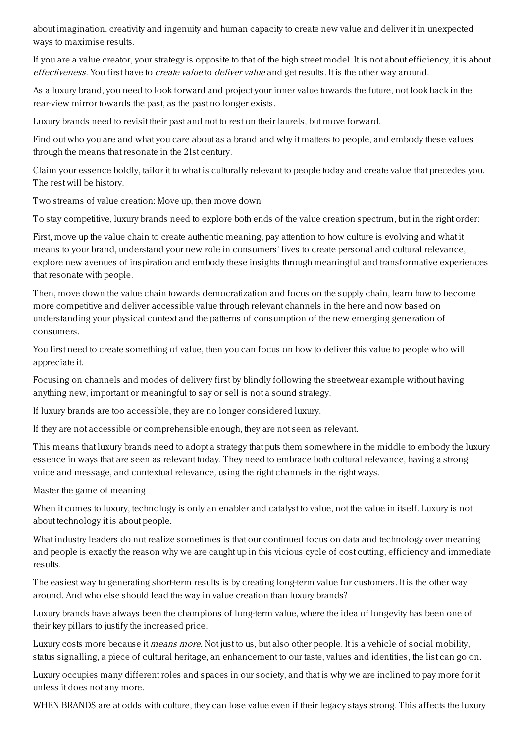about imagination, creativity and ingenuity and human capacity to create new value and deliver it in unexpected ways to maximise results.

If you are a value creator, your strategy is opposite to that of the high street model. It is not about efficiency, it is about *effectiveness*. You first have to *create value* to *deliver value* and get results. It is the other way around.

As a luxury brand, you need to look forward and project your inner value towards the future, not look back in the rear-view mirror towards the past, as the past no longer exists.

Luxury brands need to revisit their past and not to rest on their laurels, but move forward.

Find out who you are and what you care about as a brand and why it matters to people, and embody these values through the means that resonate in the 21st century.

Claim your essence boldly, tailor it to what is culturally relevant to people today and create value that precedes you. The rest will be history.

## Two streams of value creation: Move up, then move down

To stay competitive, luxury brands need to explore both ends of the value creation spectrum, but in the right order:

First, move up the value chain to create authentic meaning, pay attention to how culture is evolving and what it means to your brand, understand your new role in consumers' lives to create personal and cultural relevance, explore new avenues of inspiration and embody these insights through meaningful and transformative experiences that resonate with people.

Then, move down the value chain towards democratization and focus on the supply chain, learn how to become more competitive and deliver accessible value through relevant channels in the here and now based on understanding your physical context and the patterns of consumption of the new emerging generation of consumers.

You first need to create something of value, then you can focus on how to deliver this value to people who will appreciate it.

Focusing on channels and modes of delivery first by blindly following the streetwear example without having anything new, important or meaningful to say or sell is not a sound strategy.

If luxury brands are too accessible, they are no longer considered luxury.

If they are not accessible or comprehensible enough, they are not seen as relevant.

This means that luxury brands need to adopt a strategy that puts them somewhere in the middle to embody the luxury essence in ways that are seen as relevant today. They need to embrace both cultural relevance, having a strong voice and message, and contextual relevance*,* using the right channels in the right ways.

## Master the game of meaning

When it comes to luxury, technology is only an enabler and catalyst to value, not the value in itself. Luxury is not about technology it is about people.

What industry leaders do not realize sometimes is that our continued focus on data and technology over meaning and people is exactly the reason why we are caught up in this vicious cycle of cost cutting, efficiency and immediate results.

The easiest way to generating short-term results is by creating long-term value for customers. It is the other way around. And who else should lead the way in value creation than luxury brands?

Luxury brands have always been the champions of long-term value, where the idea of longevity has been one of their key pillars to justify the increased price.

Luxury costs more because it *means more*. Not just to us, but also other people. It is a vehicle of social mobility, status signalling, a piece of cultural heritage, an enhancement to our taste, values and identities, the list can go on.

Luxury occupies many different roles and spaces in our society, and that is why we are inclined to pay more for it unless it does not any more.

WHEN BRANDS are at odds with culture, they can lose value even if their legacy stays strong. This affects the luxury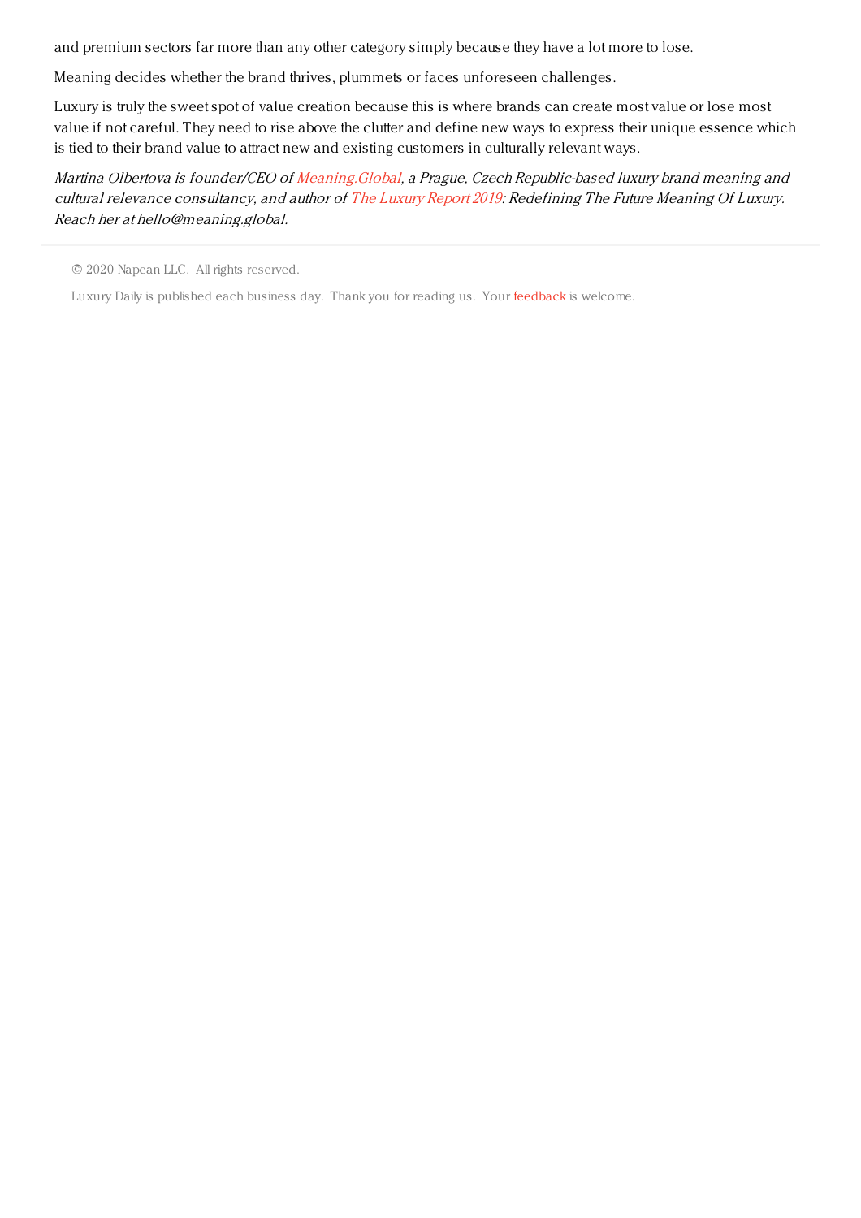and premium sectors far more than any other category simply because they have a lot more to lose.

Meaning decides whether the brand thrives, plummets or faces unforeseen challenges.

Luxury is truly the sweet spot of value creation because this is where brands can create most value or lose most value if not careful. They need to rise above the clutter and define new ways to express their unique essence which is tied to their brand value to attract new and existing customers in culturally relevant ways.

*Martina Olbertova is founder/CEO of Meaning.Global, a Prague, Czech Republic-based luxury brand meaning and cultural relevance consultancy, and author of The Luxury Report 2019: Redefining The Future Meaning Of Luxury. Reach her at hello@meaning.global.*

---

© 2020 Napean LLC. All rights reserved.

Luxury Daily is published each business day. Thank you for reading us. Your feedback is welcome.